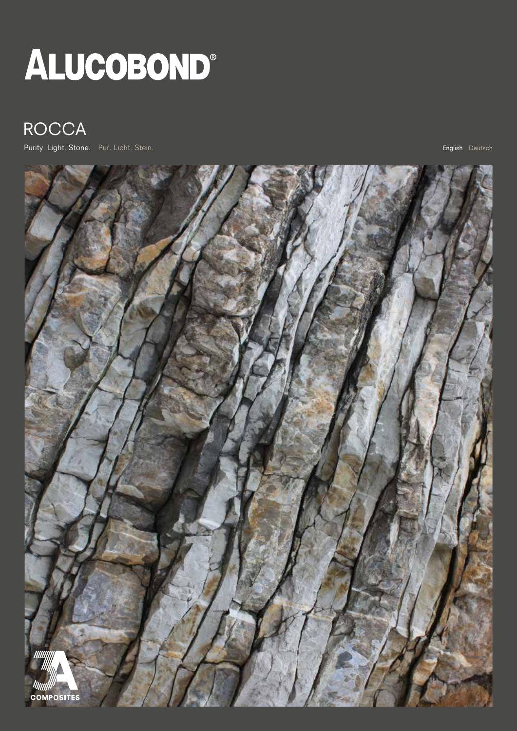# ALUCOBOND®

## ROCCA

Purity. Light. Stone. Pur. Licht. Stein.

English Deutsch

COMPOSITES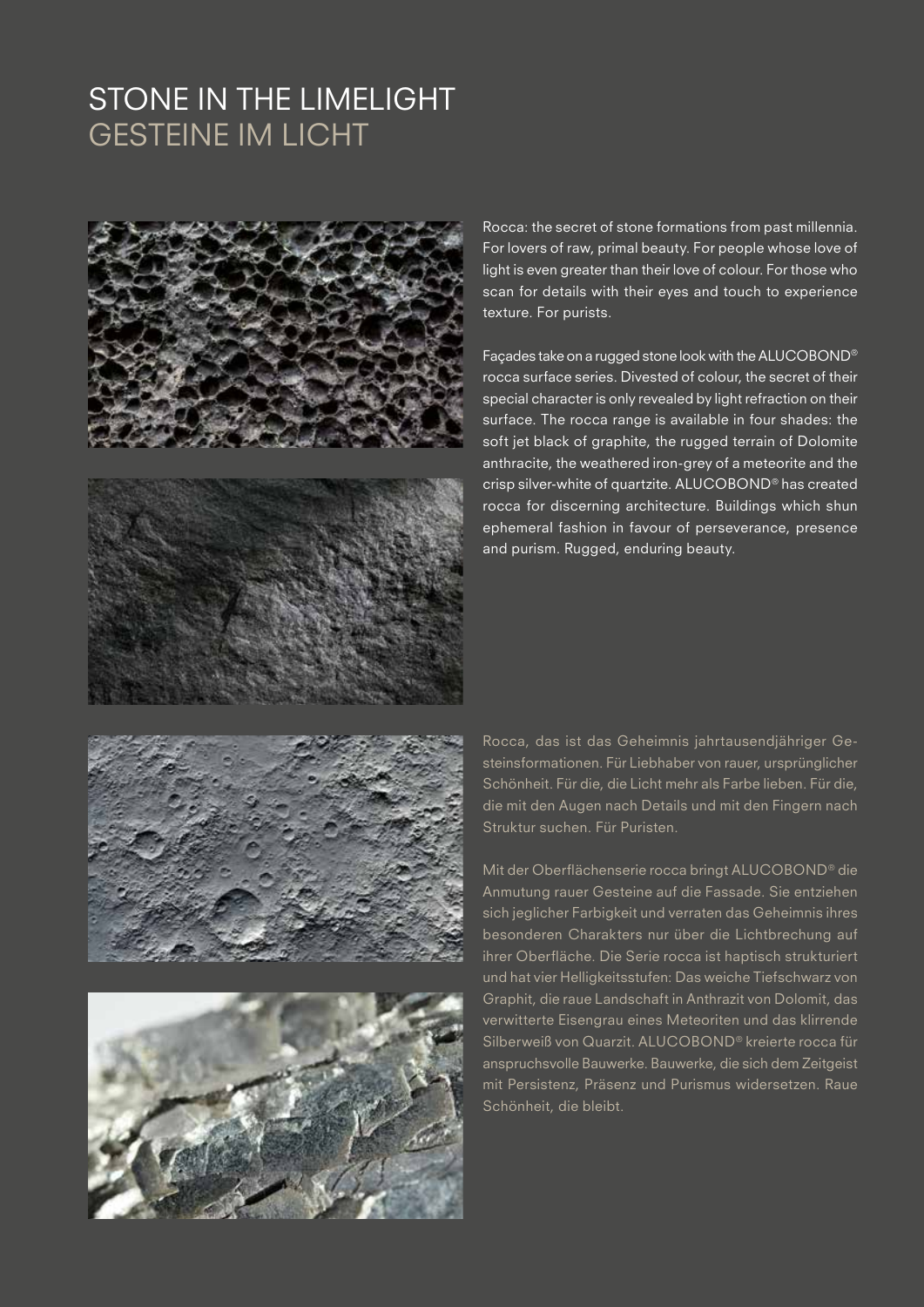# STONE IN THE LIMELIGHT
# GESTEINE IM LICHT

Rocca: the secret of stone formations from past millennia. For lovers of raw, primal beauty. For people whose love of light is even greater than their love of colour. For those who scan for details with their eyes and touch to experience texture. For purists.

Façades take on a rugged stone look with the ALUCOBOND® rocca surface series. Divested of colour, the secret of their special character is only revealed by light refraction on their surface. The rocca range is available in four shades: the soft jet black of graphite, the rugged terrain of Dolomite anthracite, the weathered iron-grey of a meteorite and the crisp silver-white of quartzite. ALUCOBOND® has created rocca for discerning architecture. Buildings which shun ephemeral fashion in favour of perseverance, presence and purism. Rugged, enduring beauty.

Rocca, das ist das Geheimnis jahrtausendjähriger Gesteinsformationen. Für Liebhaber von rauer, ursprünglicher Schönheit. Für die, die Licht mehr als Farbe lieben. Für die, die mit den Augen nach Details und mit den Fingern nach Struktur suchen. Für Puristen.

Mit der Oberflächenserie rocca bringt ALUCOBOND® die Anmutung rauer Gesteine auf die Fassade. Sie entziehen sich jeglicher Farbigkeit und verraten das Geheimnis ihres besonderen Charakters nur über die Lichtbrechung auf ihrer Oberfläche. Die Serie rocca ist haptisch strukturiert und hat vier Helligkeitsstufen: Das weiche Tiefschwarz von Graphit, die raue Landschaft in Anthrazit von Dolomit, das verwitterte Eisengrau eines Meteoriten und das klirrende Silberweiß von Quarzit. ALUCOBOND® kreierte rocca für anspruchsvolle Bauwerke. Bauwerke, die sich dem Zeitgeist mit Persistenz, Präsenz und Purismus widersetzen. Raue Schönheit, die bleibt.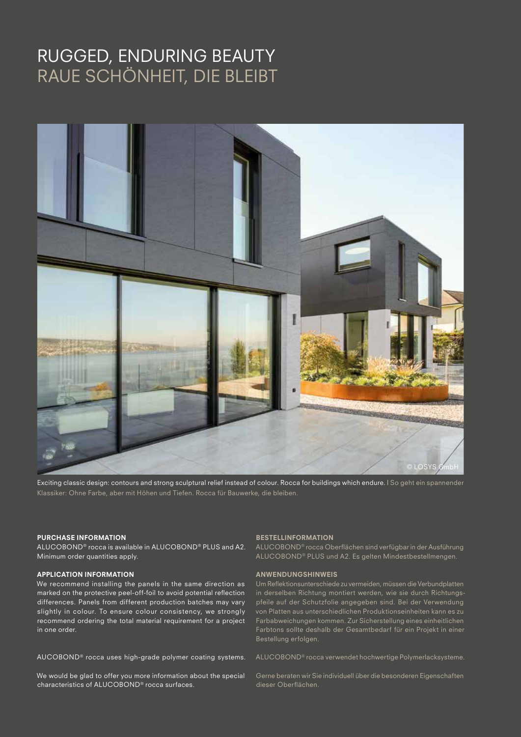# RUGGED, ENDURING BEAUTY
# RAUE SCHÖNHEIT, DIE BLEIBT

© LOSYS GmbH

Exciting classic design: contours and strong sculptural relief instead of colour. Rocca for buildings which endure. | So geht ein spannender Klassiker: Ohne Farbe, aber mit Höhen und Tiefen. Rocca für Bauwerke, die bleiben.

**PURCHASE INFORMATION**
ALUCOBOND® rocca is available in ALUCOBOND® PLUS and A2. Minimum order quantities apply.

**APPLICATION INFORMATION**
We recommend installing the panels in the same direction as marked on the protective peel-off-foil to avoid potential reflection differences. Panels from different production batches may vary slightly in colour. To ensure colour consistency, we strongly recommend ordering the total material requirement for a project in one order.

AUCOBOND® rocca uses high-grade polymer coating systems.

We would be glad to offer you more information about the special characteristics of ALUCOBOND® rocca surfaces.

**BESTELLINFORMATION**
ALUCOBOND® rocca Oberflächen sind verfügbar in der Ausführung ALUCOBOND® PLUS und A2. Es gelten Mindestbestellmengen.

**ANWENDUNGSHINWEIS**
Um Reflektionsunterschiede zu vermeiden, müssen die Verbundplatten in derselben Richtung montiert werden, wie sie durch Richtungspfeile auf der Schutzfolie angegeben sind. Bei der Verwendung von Platten aus unterschiedlichen Produktionseinheiten kann es zu Farbabweichungen kommen. Zur Sicherstellung eines einheitlichen Farbtons sollte deshalb der Gesamtbedarf für ein Projekt in einer Bestellung erfolgen.

ALUCOBOND® rocca verwendet hochwertige Polymerlacksysteme.

Gerne beraten wir Sie individuell über die besonderen Eigenschaften dieser Oberflächen.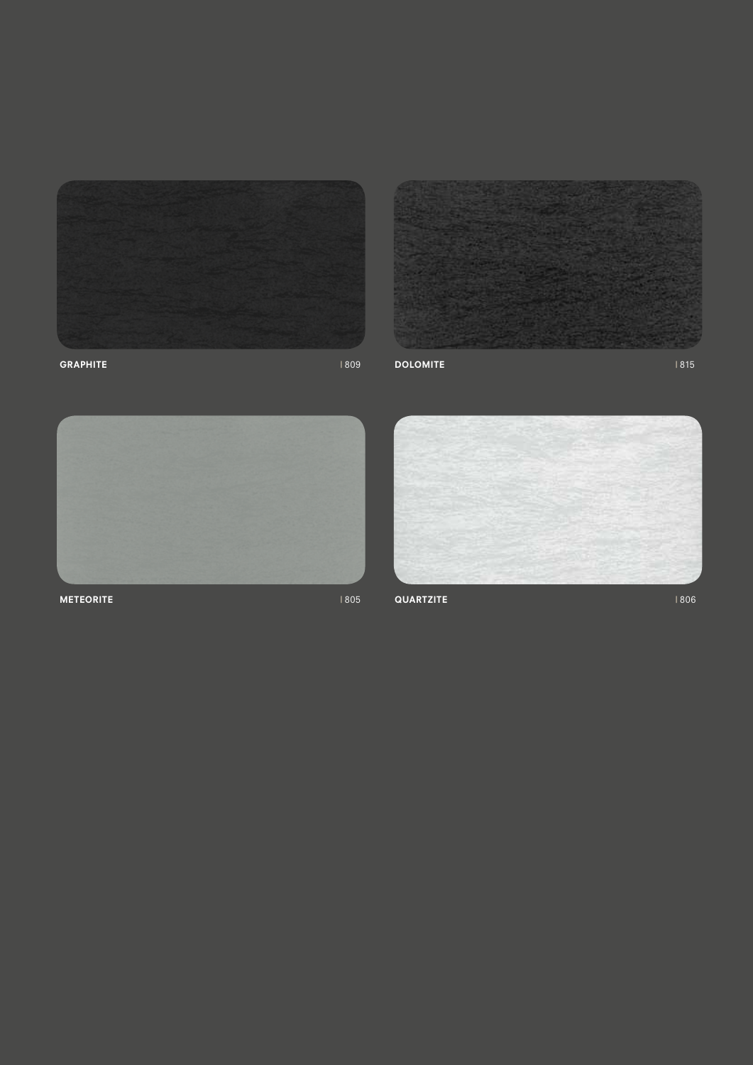**GRAPHITE** | 809

**DOLOMITE** | 815

**METEORITE** | 805

**QUARTZITE** | 806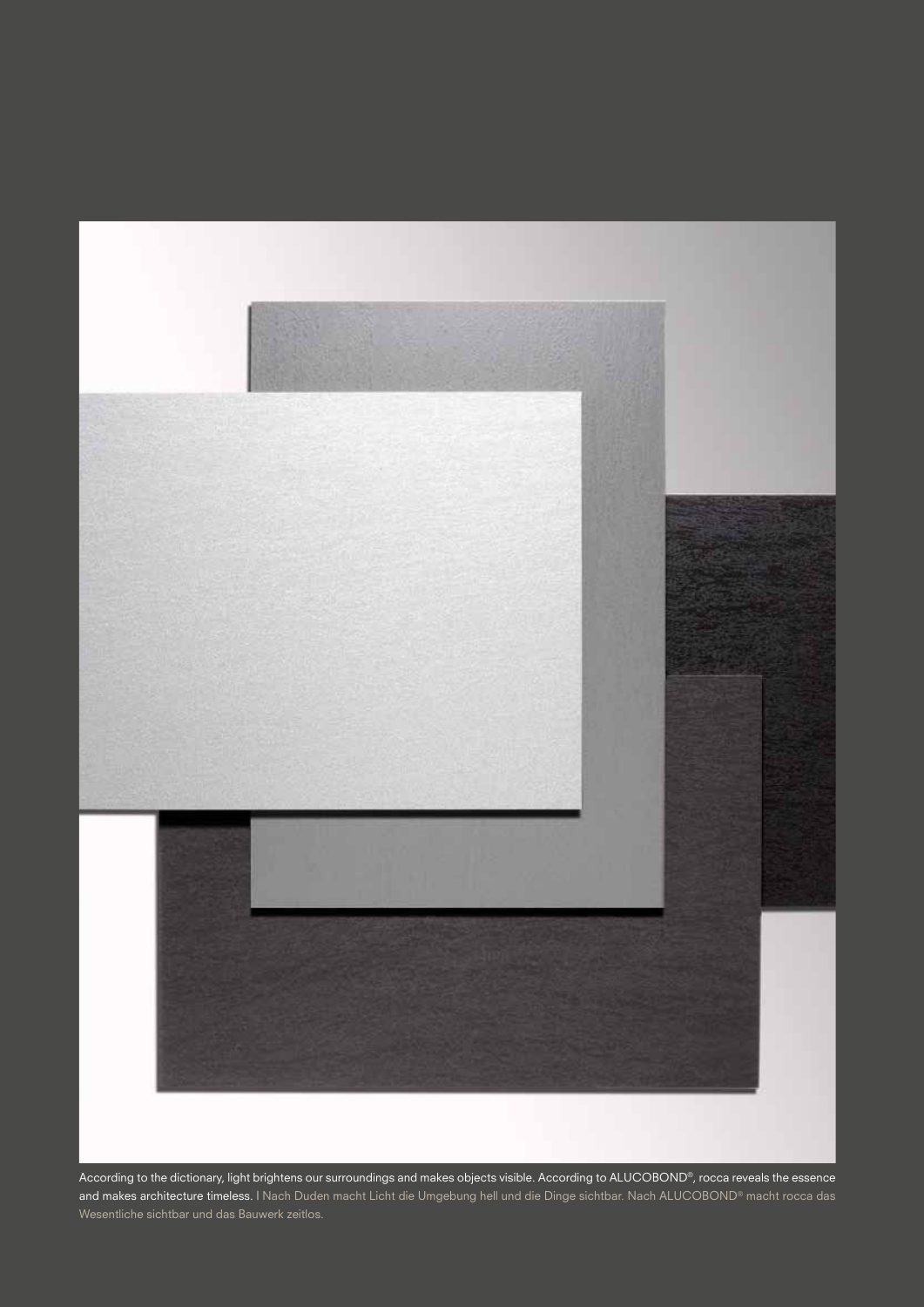According to the dictionary, light brightens our surroundings and makes objects visible. According to ALUCOBOND®, rocca reveals the essence and makes architecture timeless. I Nach Duden macht Licht die Umgebung hell und die Dinge sichtbar. Nach ALUCOBOND® macht rocca das Wesentliche sichtbar und das Bauwerk zeitlos.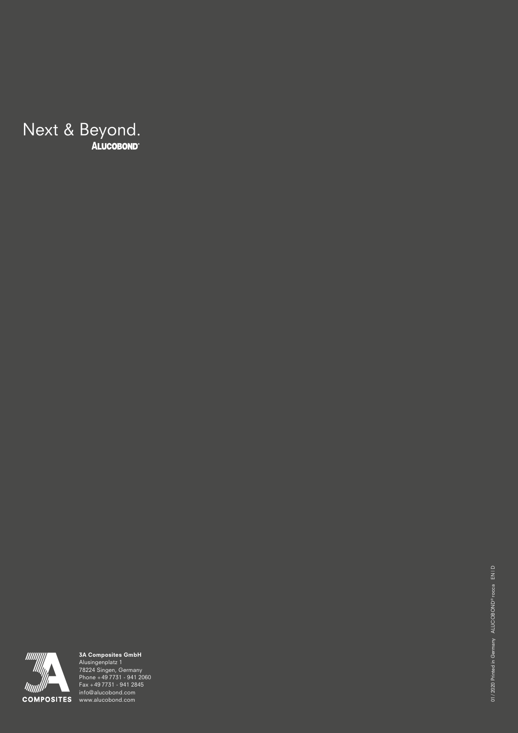Next & Beyond.
ALUCOBOND®

COMPOSITES

**3A Composites GmbH**
Alusingenplatz 1
78224 Singen, Germany
Phone +49 7731 - 941 2060
Fax +49 7731 - 941 2845
info@alucobond.com
www.alucobond.com

01/2020 Printed in Germany ALUCOBOND® rocca EN | D